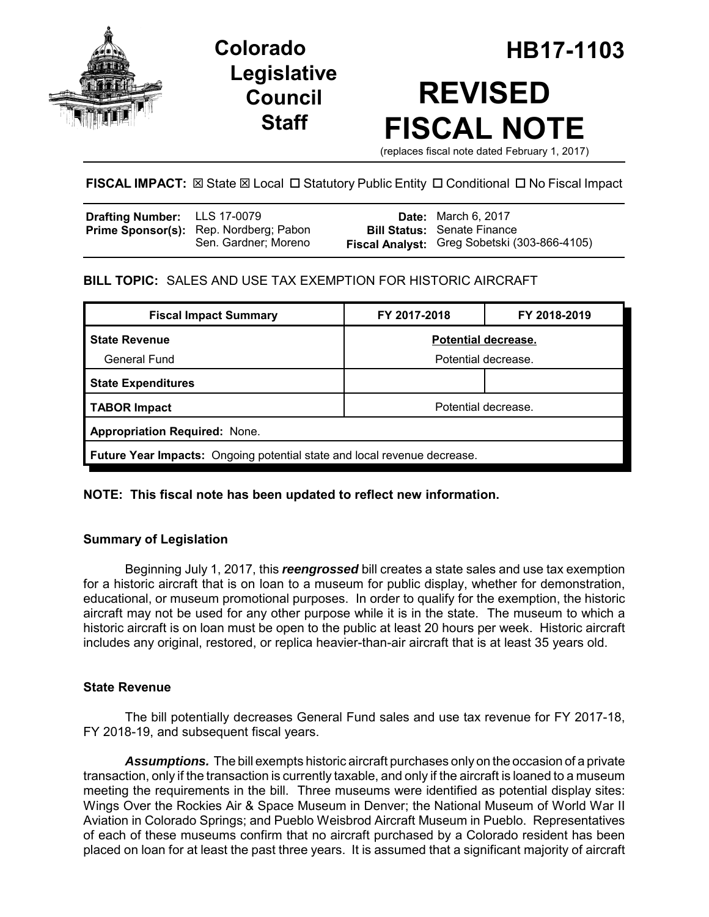# Colorado Legislative Council Staff

# HB17-1103

# REVISED FISCAL NOTE

(replaces fiscal note dated February 1, 2017)

**FISCAL IMPACT:** ☒ State ☒ Local ☐ Statutory Public Entity ☐ Conditional ☐ No Fiscal Impact

| | | | |
|---|---|---|---|
| **Drafting Number:** | LLS 17-0079 | **Date:** | March 6, 2017 |
| **Prime Sponsor(s):** | Rep. Nordberg; Pabon<br>Sen. Gardner; Moreno | **Bill Status:** | Senate Finance |
| | | **Fiscal Analyst:** | Greg Sobetski (303-866-4105) |

**BILL TOPIC:** SALES AND USE TAX EXEMPTION FOR HISTORIC AIRCRAFT

| Fiscal Impact Summary | FY 2017-2018 | FY 2018-2019 |
|---|---|---|
| **State Revenue** | **Potential decrease.** | |
| General Fund | Potential decrease. | |
| **State Expenditures** | | |
| **TABOR Impact** | Potential decrease. | |
| **Appropriation Required:** None. | | |
| **Future Year Impacts:** Ongoing potential state and local revenue decrease. | | |

**NOTE: This fiscal note has been updated to reflect new information.**

### Summary of Legislation

Beginning July 1, 2017, this ***reengrossed*** bill creates a state sales and use tax exemption for a historic aircraft that is on loan to a museum for public display, whether for demonstration, educational, or museum promotional purposes. In order to qualify for the exemption, the historic aircraft may not be used for any other purpose while it is in the state. The museum to which a historic aircraft is on loan must be open to the public at least 20 hours per week. Historic aircraft includes any original, restored, or replica heavier-than-air aircraft that is at least 35 years old.

### State Revenue

The bill potentially decreases General Fund sales and use tax revenue for FY 2017-18, FY 2018-19, and subsequent fiscal years.

***Assumptions.*** The bill exempts historic aircraft purchases only on the occasion of a private transaction, only if the transaction is currently taxable, and only if the aircraft is loaned to a museum meeting the requirements in the bill. Three museums were identified as potential display sites: Wings Over the Rockies Air & Space Museum in Denver; the National Museum of World War II Aviation in Colorado Springs; and Pueblo Weisbrod Aircraft Museum in Pueblo. Representatives of each of these museums confirm that no aircraft purchased by a Colorado resident has been placed on loan for at least the past three years. It is assumed that a significant majority of aircraft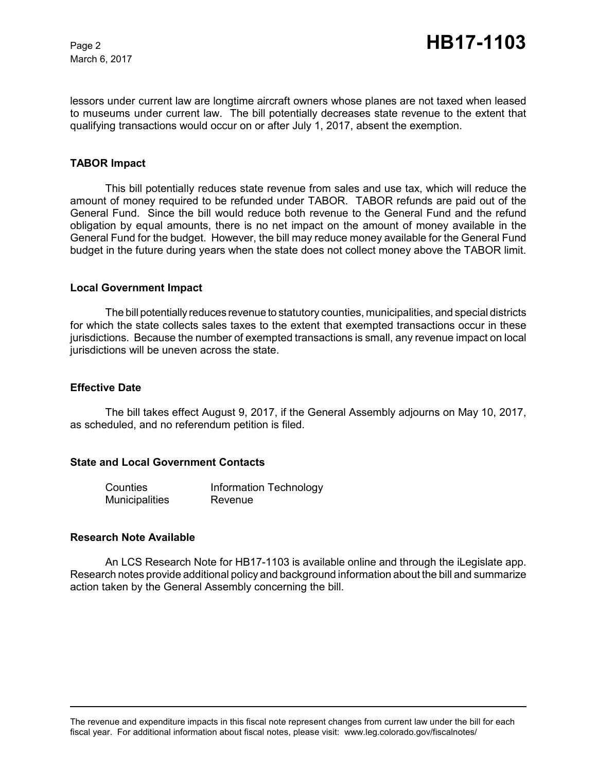lessors under current law are longtime aircraft owners whose planes are not taxed when leased to museums under current law. The bill potentially decreases state revenue to the extent that qualifying transactions would occur on or after July 1, 2017, absent the exemption.

### TABOR Impact

This bill potentially reduces state revenue from sales and use tax, which will reduce the amount of money required to be refunded under TABOR. TABOR refunds are paid out of the General Fund. Since the bill would reduce both revenue to the General Fund and the refund obligation by equal amounts, there is no net impact on the amount of money available in the General Fund for the budget. However, the bill may reduce money available for the General Fund budget in the future during years when the state does not collect money above the TABOR limit.

### Local Government Impact

The bill potentially reduces revenue to statutory counties, municipalities, and special districts for which the state collects sales taxes to the extent that exempted transactions occur in these jurisdictions. Because the number of exempted transactions is small, any revenue impact on local jurisdictions will be uneven across the state.

### Effective Date

The bill takes effect August 9, 2017, if the General Assembly adjourns on May 10, 2017, as scheduled, and no referendum petition is filed.

### State and Local Government Contacts

| | |
|---|---|
| Counties | Information Technology |
| Municipalities | Revenue |

### Research Note Available

An LCS Research Note for HB17-1103 is available online and through the iLegislate app. Research notes provide additional policy and background information about the bill and summarize action taken by the General Assembly concerning the bill.

The revenue and expenditure impacts in this fiscal note represent changes from current law under the bill for each fiscal year. For additional information about fiscal notes, please visit: www.leg.colorado.gov/fiscalnotes/